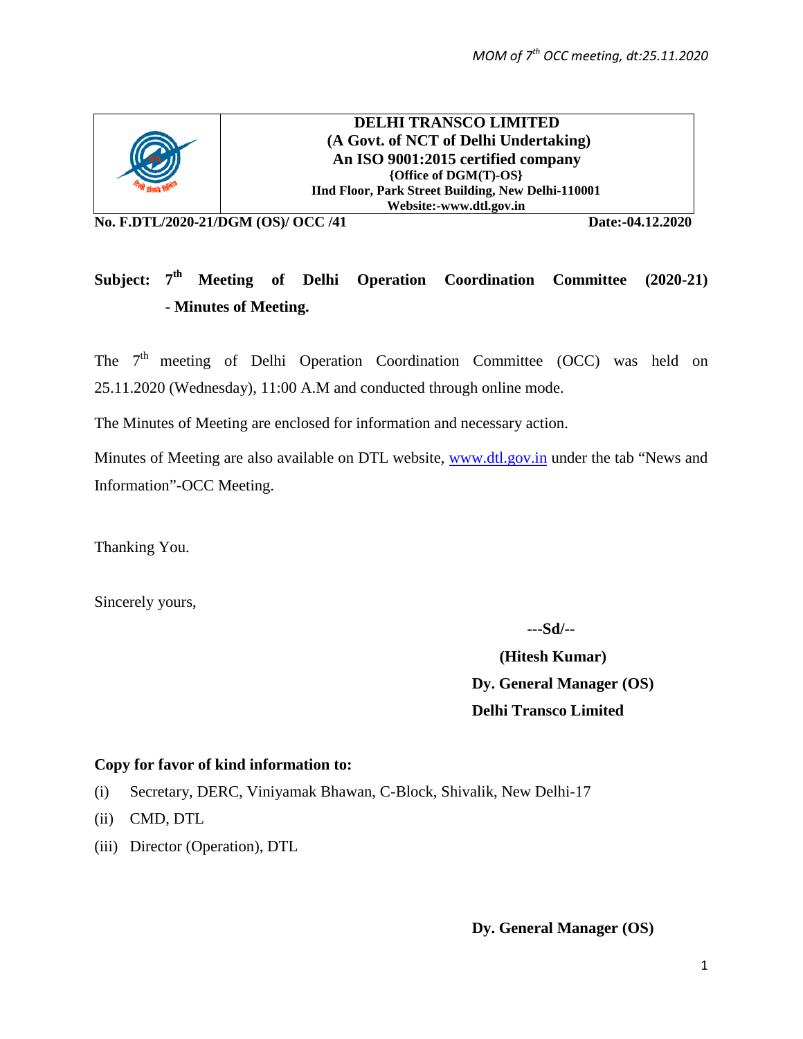**DELHI TRANSCO LIMITED**
**(A Govt. of NCT of Delhi Undertaking)**
**An ISO 9001:2015 certified company**
**{Office of DGM(T)-OS}**
**IInd Floor, Park Street Building, New Delhi-110001**
**Website:-www.dtl.gov.in**

**No. F.DTL/2020-21/DGM (OS)/ OCC /41** **Date:-04.12.2020**

**Subject: 7th Meeting of Delhi Operation Coordination Committee (2020-21) - Minutes of Meeting.**

The 7th meeting of Delhi Operation Coordination Committee (OCC) was held on 25.11.2020 (Wednesday), 11:00 A.M and conducted through online mode.

The Minutes of Meeting are enclosed for information and necessary action.

Minutes of Meeting are also available on DTL website, www.dtl.gov.in under the tab "News and Information"-OCC Meeting.

Thanking You.

Sincerely yours,

**---Sd/--**

**(Hitesh Kumar)**
**Dy. General Manager (OS)**
**Delhi Transco Limited**

**Copy for favor of kind information to:**

(i) Secretary, DERC, Viniyamak Bhawan, C-Block, Shivalik, New Delhi-17
(ii) CMD, DTL
(iii) Director (Operation), DTL

**Dy. General Manager (OS)**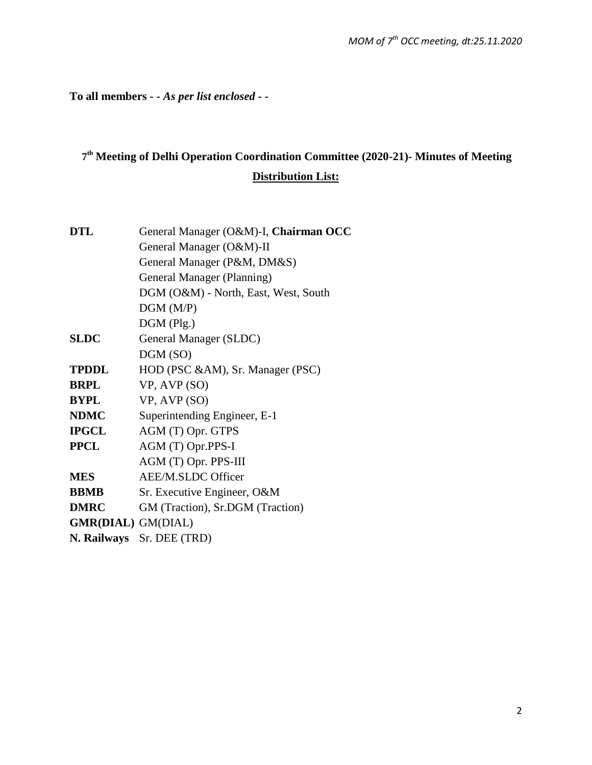**To all members - -** ***As per list enclosed*** **- -**

## 7th Meeting of Delhi Operation Coordination Committee (2020-21)- Minutes of Meeting

**Distribution List:**

| | |
|---|---|
| **DTL** | General Manager (O&M)-I, **Chairman OCC** |
| | General Manager (O&M)-II |
| | General Manager (P&M, DM&S) |
| | General Manager (Planning) |
| | DGM (O&M) - North, East, West, South |
| | DGM (M/P) |
| | DGM (Plg.) |
| **SLDC** | General Manager (SLDC) |
| | DGM (SO) |
| **TPDDL** | HOD (PSC &AM), Sr. Manager (PSC) |
| **BRPL** | VP, AVP (SO) |
| **BYPL** | VP, AVP (SO) |
| **NDMC** | Superintending Engineer, E-1 |
| **IPGCL** | AGM (T) Opr. GTPS |
| **PPCL** | AGM (T) Opr.PPS-I |
| | AGM (T) Opr. PPS-III |
| **MES** | AEE/M.SLDC Officer |
| **BBMB** | Sr. Executive Engineer, O&M |
| **DMRC** | GM (Traction), Sr.DGM (Traction) |
| **GMR(DIAL)** | GM(DIAL) |
| **N. Railways** | Sr. DEE (TRD) |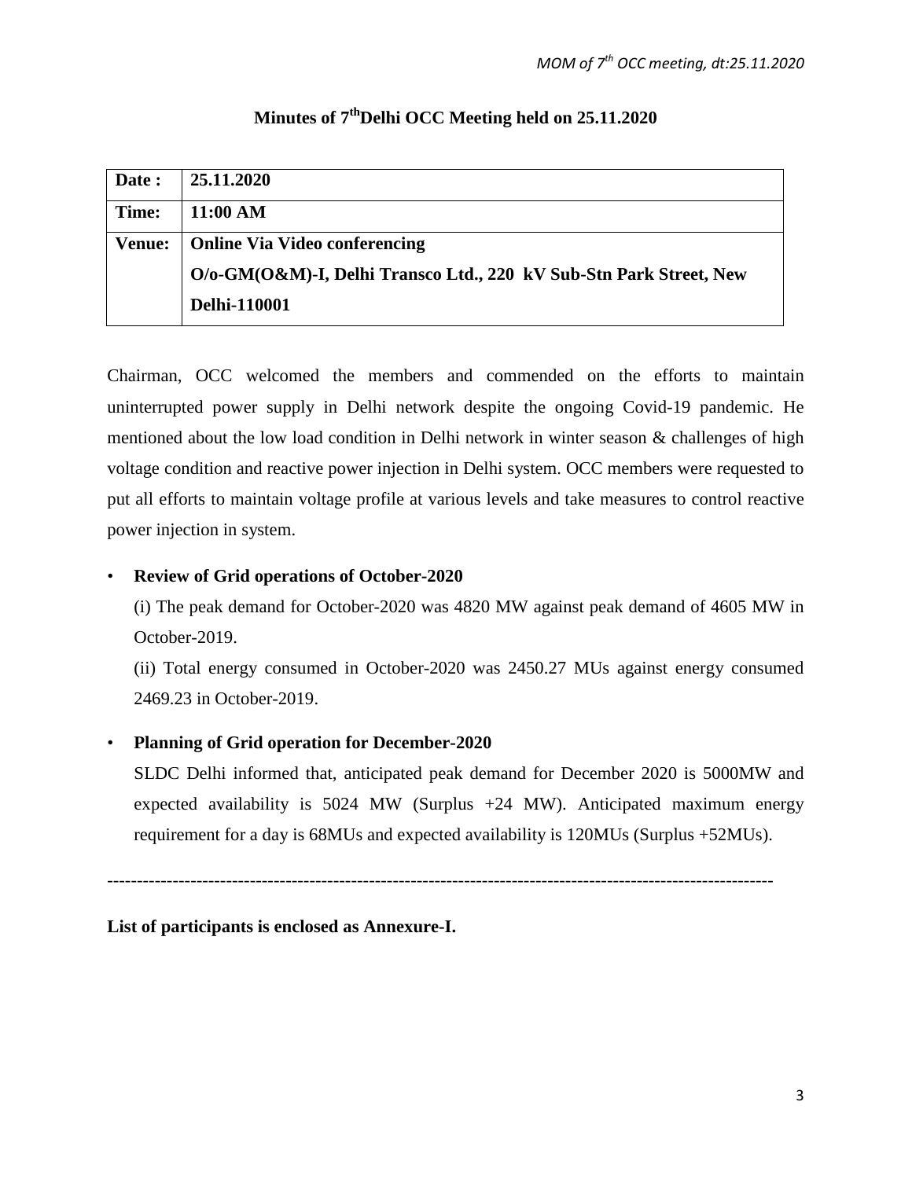# Minutes of 7th Delhi OCC Meeting held on 25.11.2020

| Date : | 25.11.2020 |
|---|---|
| Time: | 11:00 AM |
| Venue: | Online Via Video conferencing<br>O/o-GM(O&M)-I, Delhi Transco Ltd., 220 kV Sub-Stn Park Street, New Delhi-110001 |

Chairman, OCC welcomed the members and commended on the efforts to maintain uninterrupted power supply in Delhi network despite the ongoing Covid-19 pandemic. He mentioned about the low load condition in Delhi network in winter season & challenges of high voltage condition and reactive power injection in Delhi system. OCC members were requested to put all efforts to maintain voltage profile at various levels and take measures to control reactive power injection in system.

- **Review of Grid operations of October-2020**

  (i) The peak demand for October-2020 was 4820 MW against peak demand of 4605 MW in October-2019.

  (ii) Total energy consumed in October-2020 was 2450.27 MUs against energy consumed 2469.23 in October-2019.

- **Planning of Grid operation for December-2020**

  SLDC Delhi informed that, anticipated peak demand for December 2020 is 5000MW and expected availability is 5024 MW (Surplus +24 MW). Anticipated maximum energy requirement for a day is 68MUs and expected availability is 120MUs (Surplus +52MUs).

---

**List of participants is enclosed as Annexure-I.**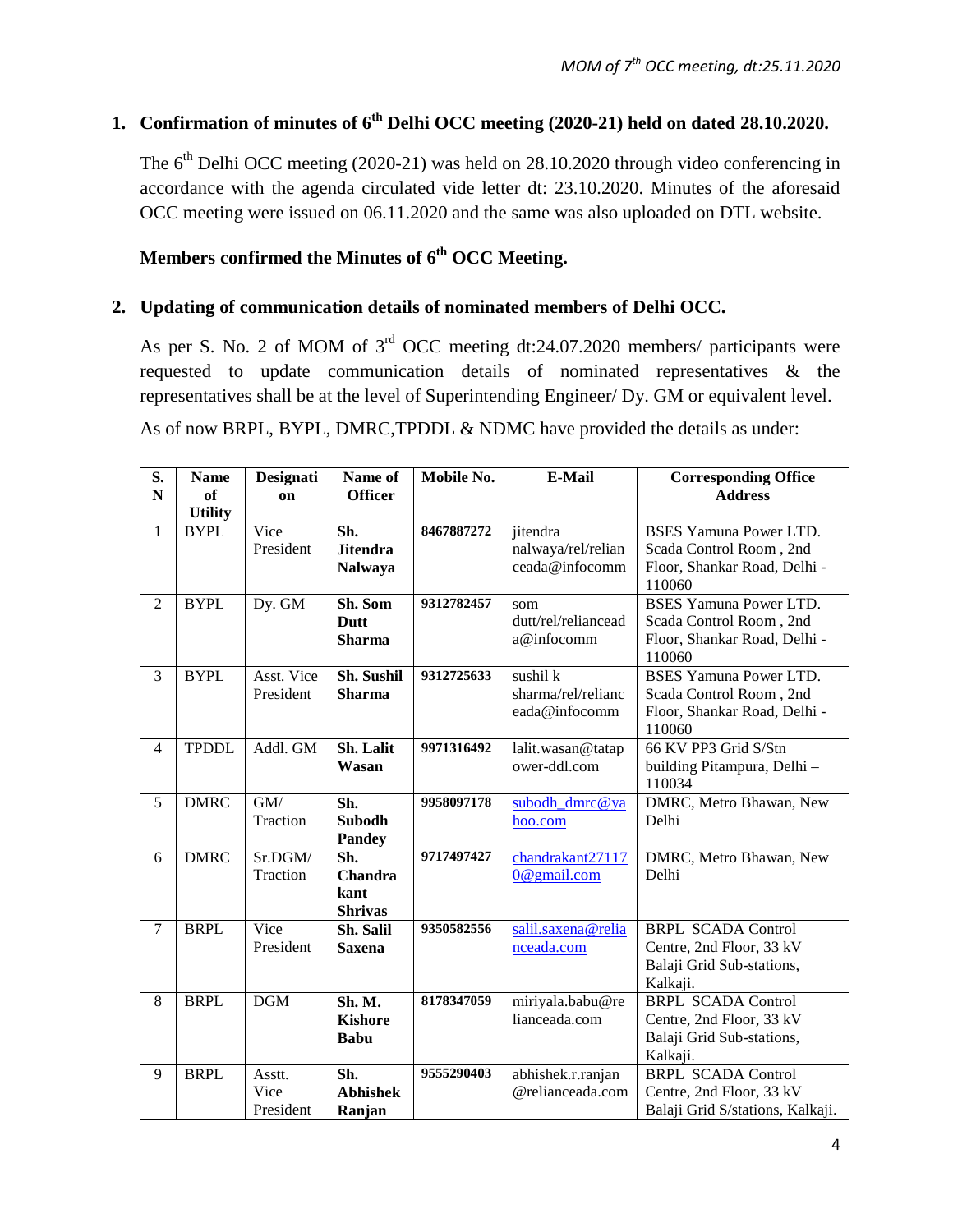## 1. Confirmation of minutes of 6th Delhi OCC meeting (2020-21) held on dated 28.10.2020.

The 6th Delhi OCC meeting (2020-21) was held on 28.10.2020 through video conferencing in accordance with the agenda circulated vide letter dt: 23.10.2020. Minutes of the aforesaid OCC meeting were issued on 06.11.2020 and the same was also uploaded on DTL website.

**Members confirmed the Minutes of 6th OCC Meeting.**

## 2. Updating of communication details of nominated members of Delhi OCC.

As per S. No. 2 of MOM of 3rd OCC meeting dt:24.07.2020 members/ participants were requested to update communication details of nominated representatives & the representatives shall be at the level of Superintending Engineer/ Dy. GM or equivalent level.

As of now BRPL, BYPL, DMRC,TPDDL & NDMC have provided the details as under:

| S. N | Name of Utility | Designation | Name of Officer | Mobile No. | E-Mail | Corresponding Office Address |
|---|---|---|---|---|---|---|
| 1 | BYPL | Vice President | **Sh. Jitendra Nalwaya** | **8467887272** | jitendra nalwaya/rel/relianceada@infocomm | BSES Yamuna Power LTD. Scada Control Room , 2nd Floor, Shankar Road, Delhi - 110060 |
| 2 | BYPL | Dy. GM | **Sh. Som Dutt Sharma** | **9312782457** | som dutt/rel/relianceada@infocomm | BSES Yamuna Power LTD. Scada Control Room , 2nd Floor, Shankar Road, Delhi - 110060 |
| 3 | BYPL | Asst. Vice President | **Sh. Sushil Sharma** | **9312725633** | sushil k sharma/rel/relianceada@infocomm | BSES Yamuna Power LTD. Scada Control Room , 2nd Floor, Shankar Road, Delhi - 110060 |
| 4 | TPDDL | Addl. GM | **Sh. Lalit Wasan** | **9971316492** | lalit.wasan@tatapower-ddl.com | 66 KV PP3 Grid S/Stn building Pitampura, Delhi – 110034 |
| 5 | DMRC | GM/ Traction | **Sh. Subodh Pandey** | **9958097178** | subodh_dmrc@yahoo.com | DMRC, Metro Bhawan, New Delhi |
| 6 | DMRC | Sr.DGM/ Traction | **Sh. Chandra kant Shrivas** | **9717497427** | chandrakant271170@gmail.com | DMRC, Metro Bhawan, New Delhi |
| 7 | BRPL | Vice President | **Sh. Salil Saxena** | **9350582556** | salil.saxena@relianceada.com | BRPL SCADA Control Centre, 2nd Floor, 33 kV Balaji Grid Sub-stations, Kalkaji. |
| 8 | BRPL | DGM | **Sh. M. Kishore Babu** | **8178347059** | miriyala.babu@relianceada.com | BRPL SCADA Control Centre, 2nd Floor, 33 kV Balaji Grid Sub-stations, Kalkaji. |
| 9 | BRPL | Asstt. Vice President | **Sh. Abhishek Ranjan** | **9555290403** | abhishek.r.ranjan@relianceada.com | BRPL SCADA Control Centre, 2nd Floor, 33 kV Balaji Grid S/stations, Kalkaji. |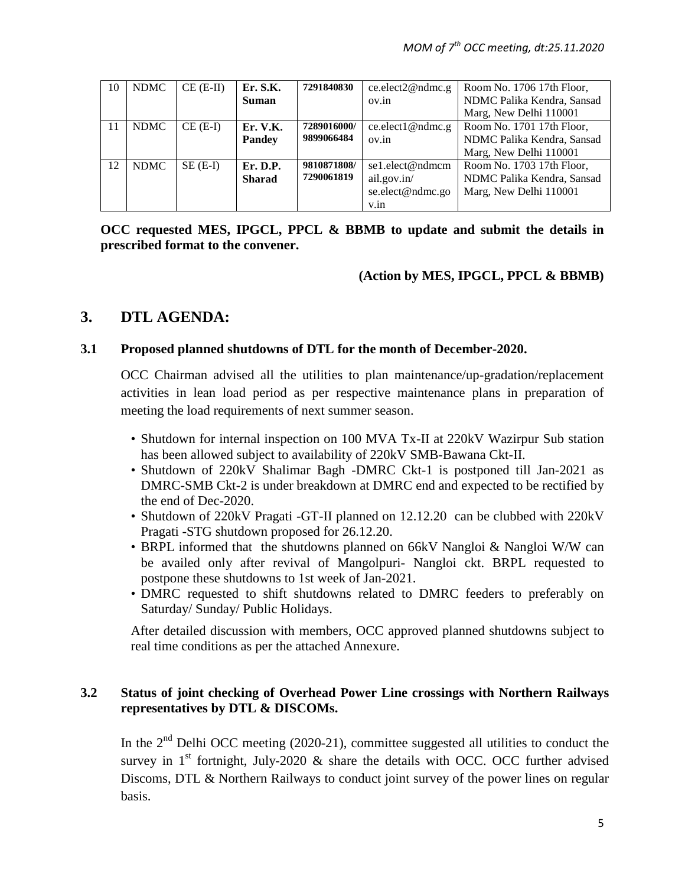| 10 | NDMC | CE (E-II) | **Er. S.K. Suman** | **7291840830** | ce.elect2@ndmc.gov.in | Room No. 1706 17th Floor, NDMC Palika Kendra, Sansad Marg, New Delhi 110001 |
|---|---|---|---|---|---|---|
| 11 | NDMC | CE (E-I) | **Er. V.K. Pandey** | **7289016000/ 9899066484** | ce.elect1@ndmc.gov.in | Room No. 1701 17th Floor, NDMC Palika Kendra, Sansad Marg, New Delhi 110001 |
| 12 | NDMC | SE (E-I) | **Er. D.P. Sharad** | **9810871808/ 7290061819** | se1.elect@ndmcmail.gov.in/ se.elect@ndmc.gov.in | Room No. 1703 17th Floor, NDMC Palika Kendra, Sansad Marg, New Delhi 110001 |

**OCC requested MES, IPGCL, PPCL & BBMB to update and submit the details in prescribed format to the convener.**

**(Action by MES, IPGCL, PPCL & BBMB)**

## 3. DTL AGENDA:

### 3.1 Proposed planned shutdowns of DTL for the month of December-2020.

OCC Chairman advised all the utilities to plan maintenance/up-gradation/replacement activities in lean load period as per respective maintenance plans in preparation of meeting the load requirements of next summer season.

- Shutdown for internal inspection on 100 MVA Tx-II at 220kV Wazirpur Sub station has been allowed subject to availability of 220kV SMB-Bawana Ckt-II.
- Shutdown of 220kV Shalimar Bagh -DMRC Ckt-1 is postponed till Jan-2021 as DMRC-SMB Ckt-2 is under breakdown at DMRC end and expected to be rectified by the end of Dec-2020.
- Shutdown of 220kV Pragati -GT-II planned on 12.12.20 can be clubbed with 220kV Pragati -STG shutdown proposed for 26.12.20.
- BRPL informed that the shutdowns planned on 66kV Nangloi & Nangloi W/W can be availed only after revival of Mangolpuri- Nangloi ckt. BRPL requested to postpone these shutdowns to 1st week of Jan-2021.
- DMRC requested to shift shutdowns related to DMRC feeders to preferably on Saturday/ Sunday/ Public Holidays.

After detailed discussion with members, OCC approved planned shutdowns subject to real time conditions as per the attached Annexure.

### 3.2 Status of joint checking of Overhead Power Line crossings with Northern Railways representatives by DTL & DISCOMs.

In the 2nd Delhi OCC meeting (2020-21), committee suggested all utilities to conduct the survey in 1st fortnight, July-2020 & share the details with OCC. OCC further advised Discoms, DTL & Northern Railways to conduct joint survey of the power lines on regular basis.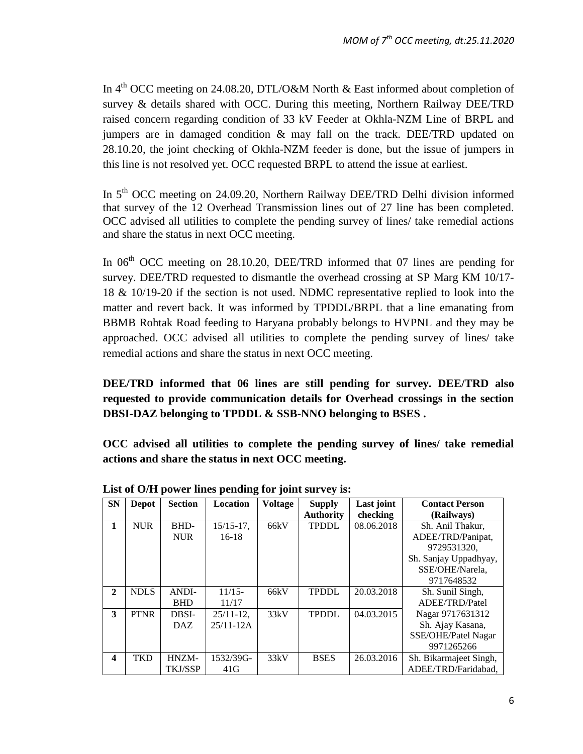In 4[th] OCC meeting on 24.08.20, DTL/O&M North & East informed about completion of survey & details shared with OCC. During this meeting, Northern Railway DEE/TRD raised concern regarding condition of 33 kV Feeder at Okhla-NZM Line of BRPL and jumpers are in damaged condition & may fall on the track. DEE/TRD updated on 28.10.20, the joint checking of Okhla-NZM feeder is done, but the issue of jumpers in this line is not resolved yet. OCC requested BRPL to attend the issue at earliest.

In 5[th] OCC meeting on 24.09.20, Northern Railway DEE/TRD Delhi division informed that survey of the 12 Overhead Transmission lines out of 27 line has been completed. OCC advised all utilities to complete the pending survey of lines/ take remedial actions and share the status in next OCC meeting.

In 06[th] OCC meeting on 28.10.20, DEE/TRD informed that 07 lines are pending for survey. DEE/TRD requested to dismantle the overhead crossing at SP Marg KM 10/17-18 & 10/19-20 if the section is not used. NDMC representative replied to look into the matter and revert back. It was informed by TPDDL/BRPL that a line emanating from BBMB Rohtak Road feeding to Haryana probably belongs to HVPNL and they may be approached. OCC advised all utilities to complete the pending survey of lines/ take remedial actions and share the status in next OCC meeting.

**DEE/TRD informed that 06 lines are still pending for survey. DEE/TRD also requested to provide communication details for Overhead crossings in the section DBSI-DAZ belonging to TPDDL & SSB-NNO belonging to BSES .**

**OCC advised all utilities to complete the pending survey of lines/ take remedial actions and share the status in next OCC meeting.**

**List of O/H power lines pending for joint survey is:**

| SN | Depot | Section | Location | Voltage | Supply Authority | Last joint checking | Contact Person (Railways) |
|---|---|---|---|---|---|---|---|
| **1** | NUR | BHD-NUR | 15/15-17, 16-18 | 66kV | TPDDL | 08.06.2018 | Sh. Anil Thakur, ADEE/TRD/Panipat, 9729531320, Sh. Sanjay Uppadhyay, SSE/OHE/Narela, 9717648532 |
| **2** | NDLS | ANDI-BHD | 11/15-11/17 | 66kV | TPDDL | 20.03.2018 | Sh. Sunil Singh, ADEE/TRD/Patel Nagar 9717631312 Sh. Ajay Kasana, SSE/OHE/Patel Nagar 9971265266 |
| **3** | PTNR | DBSI-DAZ | 25/11-12, 25/11-12A | 33kV | TPDDL | 04.03.2015 | |
| **4** | TKD | HNZM-TKJ/SSP | 1532/39G-41G | 33kV | BSES | 26.03.2016 | Sh. Bikarmajeet Singh, ADEE/TRD/Faridabad, |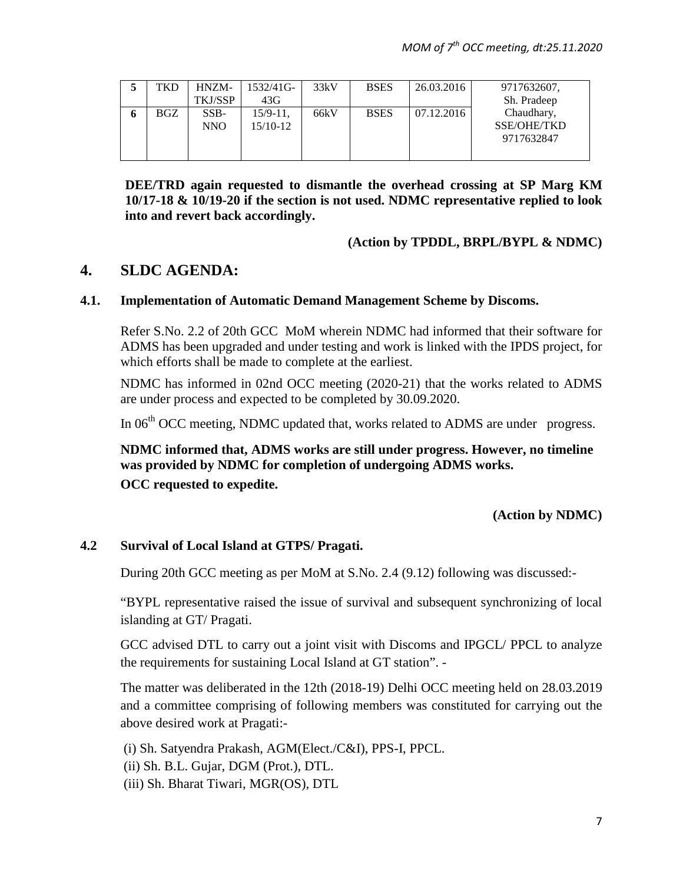| 5 | TKD | HNZM-TKJ/SSP | 1532/41G-43G | 33kV | BSES | 26.03.2016 | 9717632607, Sh. Pradeep Chaudhary, SSE/OHE/TKD 9717632847 |
|---|---|---|---|---|---|---|---|
| 6 | BGZ | SSB-NNO | 15/9-11, 15/10-12 | 66kV | BSES | 07.12.2016 | |

**DEE/TRD again requested to dismantle the overhead crossing at SP Marg KM 10/17-18 & 10/19-20 if the section is not used. NDMC representative replied to look into and revert back accordingly.**

**(Action by TPDDL, BRPL/BYPL & NDMC)**

## 4. SLDC AGENDA:

### 4.1. Implementation of Automatic Demand Management Scheme by Discoms.

Refer S.No. 2.2 of 20th GCC MoM wherein NDMC had informed that their software for ADMS has been upgraded and under testing and work is linked with the IPDS project, for which efforts shall be made to complete at the earliest.

NDMC has informed in 02nd OCC meeting (2020-21) that the works related to ADMS are under process and expected to be completed by 30.09.2020.

In 06th OCC meeting, NDMC updated that, works related to ADMS are under progress.

**NDMC informed that, ADMS works are still under progress. However, no timeline was provided by NDMC for completion of undergoing ADMS works.**

**OCC requested to expedite.**

**(Action by NDMC)**

### 4.2 Survival of Local Island at GTPS/ Pragati.

During 20th GCC meeting as per MoM at S.No. 2.4 (9.12) following was discussed:-

"BYPL representative raised the issue of survival and subsequent synchronizing of local islanding at GT/ Pragati.

GCC advised DTL to carry out a joint visit with Discoms and IPGCL/ PPCL to analyze the requirements for sustaining Local Island at GT station". -

The matter was deliberated in the 12th (2018-19) Delhi OCC meeting held on 28.03.2019 and a committee comprising of following members was constituted for carrying out the above desired work at Pragati:-

(i) Sh. Satyendra Prakash, AGM(Elect./C&I), PPS-I, PPCL.
(ii) Sh. B.L. Gujar, DGM (Prot.), DTL.
(iii) Sh. Bharat Tiwari, MGR(OS), DTL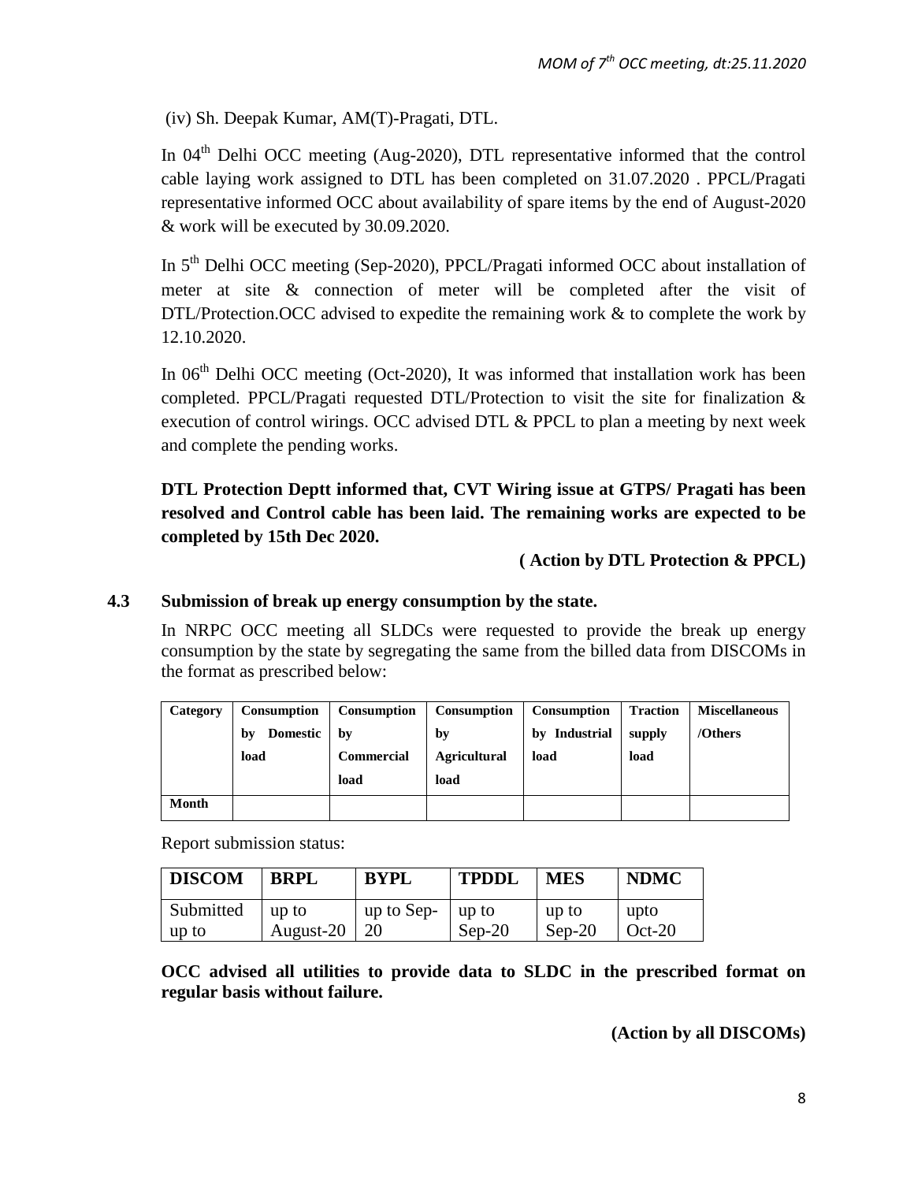(iv) Sh. Deepak Kumar, AM(T)-Pragati, DTL.

In 04th Delhi OCC meeting (Aug-2020), DTL representative informed that the control cable laying work assigned to DTL has been completed on 31.07.2020 . PPCL/Pragati representative informed OCC about availability of spare items by the end of August-2020 & work will be executed by 30.09.2020.

In 5th Delhi OCC meeting (Sep-2020), PPCL/Pragati informed OCC about installation of meter at site & connection of meter will be completed after the visit of DTL/Protection.OCC advised to expedite the remaining work & to complete the work by 12.10.2020.

In 06th Delhi OCC meeting (Oct-2020), It was informed that installation work has been completed. PPCL/Pragati requested DTL/Protection to visit the site for finalization & execution of control wirings. OCC advised DTL & PPCL to plan a meeting by next week and complete the pending works.

**DTL Protection Deptt informed that, CVT Wiring issue at GTPS/ Pragati has been resolved and Control cable has been laid. The remaining works are expected to be completed by 15th Dec 2020.**

**( Action by DTL Protection & PPCL)**

### 4.3 Submission of break up energy consumption by the state.

In NRPC OCC meeting all SLDCs were requested to provide the break up energy consumption by the state by segregating the same from the billed data from DISCOMs in the format as prescribed below:

| **Category** | **Consumption by Domestic load** | **Consumption by Commercial load** | **Consumption by Agricultural load** | **Consumption by Industrial load** | **Traction supply load** | **Miscellaneous /Others** |
|---|---|---|---|---|---|---|
| **Month** | | | | | | |

Report submission status:

| **DISCOM** | **BRPL** | **BYPL** | **TPDDL** | **MES** | **NDMC** |
|---|---|---|---|---|---|
| Submitted up to | up to August-20 | up to Sep-20 | up to Sep-20 | up to Sep-20 | upto Oct-20 |

**OCC advised all utilities to provide data to SLDC in the prescribed format on regular basis without failure.**

**(Action by all DISCOMs)**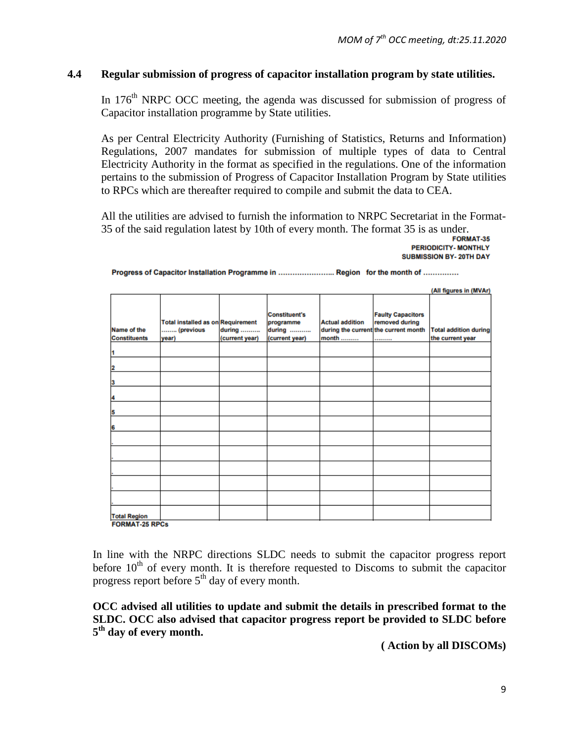### 4.4 Regular submission of progress of capacitor installation program by state utilities.

In 176th NRPC OCC meeting, the agenda was discussed for submission of progress of Capacitor installation programme by State utilities.

As per Central Electricity Authority (Furnishing of Statistics, Returns and Information) Regulations, 2007 mandates for submission of multiple types of data to Central Electricity Authority in the format as specified in the regulations. One of the information pertains to the submission of Progress of Capacitor Installation Program by State utilities to RPCs which are thereafter required to compile and submit the data to CEA.

All the utilities are advised to furnish the information to NRPC Secretariat in the Format-35 of the said regulation latest by 10th of every month. The format 35 is as under.

**FORMAT-35**
**PERIODICITY- MONTHLY**
**SUBMISSION BY- 20TH DAY**

**Progress of Capacitor Installation Programme in ………………….. Region for the month of ……………**

(All figures in (MVAr)

| Name of the Constituents | Total installed as on …….. (previous year) | Requirement during ………. (current year) | Constituent's programme during ……….. (current year) | Actual addition during the current month ……… | Faulty Capacitors removed during the current month ……… | Total addition during the current year |
|---|---|---|---|---|---|---|
| 1 | | | | | | |
| 2 | | | | | | |
| 3 | | | | | | |
| 4 | | | | | | |
| 5 | | | | | | |
| 6 | | | | | | |
| . | | | | | | |
| . | | | | | | |
| . | | | | | | |
| . | | | | | | |
| . | | | | | | |
| Total Region | | | | | | |

**FORMAT-25 RPCs**

In line with the NRPC directions SLDC needs to submit the capacitor progress report before 10th of every month. It is therefore requested to Discoms to submit the capacitor progress report before 5th day of every month.

**OCC advised all utilities to update and submit the details in prescribed format to the SLDC. OCC also advised that capacitor progress report be provided to SLDC before 5th day of every month.**

**( Action by all DISCOMs)**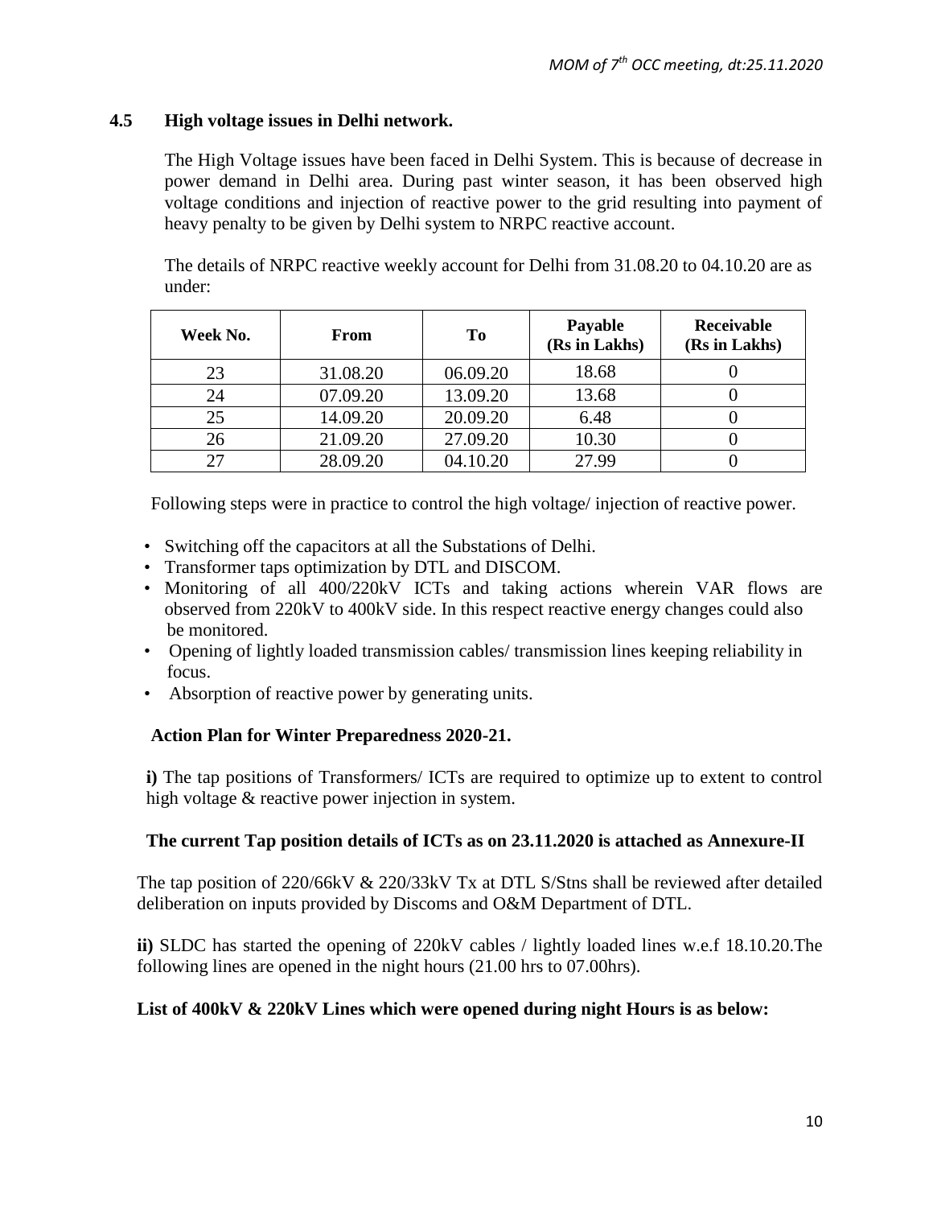### 4.5 High voltage issues in Delhi network.

The High Voltage issues have been faced in Delhi System. This is because of decrease in power demand in Delhi area. During past winter season, it has been observed high voltage conditions and injection of reactive power to the grid resulting into payment of heavy penalty to be given by Delhi system to NRPC reactive account.

The details of NRPC reactive weekly account for Delhi from 31.08.20 to 04.10.20 are as under:

| Week No. | From | To | Payable (Rs in Lakhs) | Receivable (Rs in Lakhs) |
|---|---|---|---|---|
| 23 | 31.08.20 | 06.09.20 | 18.68 | 0 |
| 24 | 07.09.20 | 13.09.20 | 13.68 | 0 |
| 25 | 14.09.20 | 20.09.20 | 6.48 | 0 |
| 26 | 21.09.20 | 27.09.20 | 10.30 | 0 |
| 27 | 28.09.20 | 04.10.20 | 27.99 | 0 |

Following steps were in practice to control the high voltage/ injection of reactive power.

- Switching off the capacitors at all the Substations of Delhi.
- Transformer taps optimization by DTL and DISCOM.
- Monitoring of all 400/220kV ICTs and taking actions wherein VAR flows are observed from 220kV to 400kV side. In this respect reactive energy changes could also be monitored.
- Opening of lightly loaded transmission cables/ transmission lines keeping reliability in focus.
- Absorption of reactive power by generating units.

**Action Plan for Winter Preparedness 2020-21.**

**i)** The tap positions of Transformers/ ICTs are required to optimize up to extent to control high voltage & reactive power injection in system.

**The current Tap position details of ICTs as on 23.11.2020 is attached as Annexure-II**

The tap position of 220/66kV & 220/33kV Tx at DTL S/Stns shall be reviewed after detailed deliberation on inputs provided by Discoms and O&M Department of DTL.

**ii)** SLDC has started the opening of 220kV cables / lightly loaded lines w.e.f 18.10.20.The following lines are opened in the night hours (21.00 hrs to 07.00hrs).

**List of 400kV & 220kV Lines which were opened during night Hours is as below:**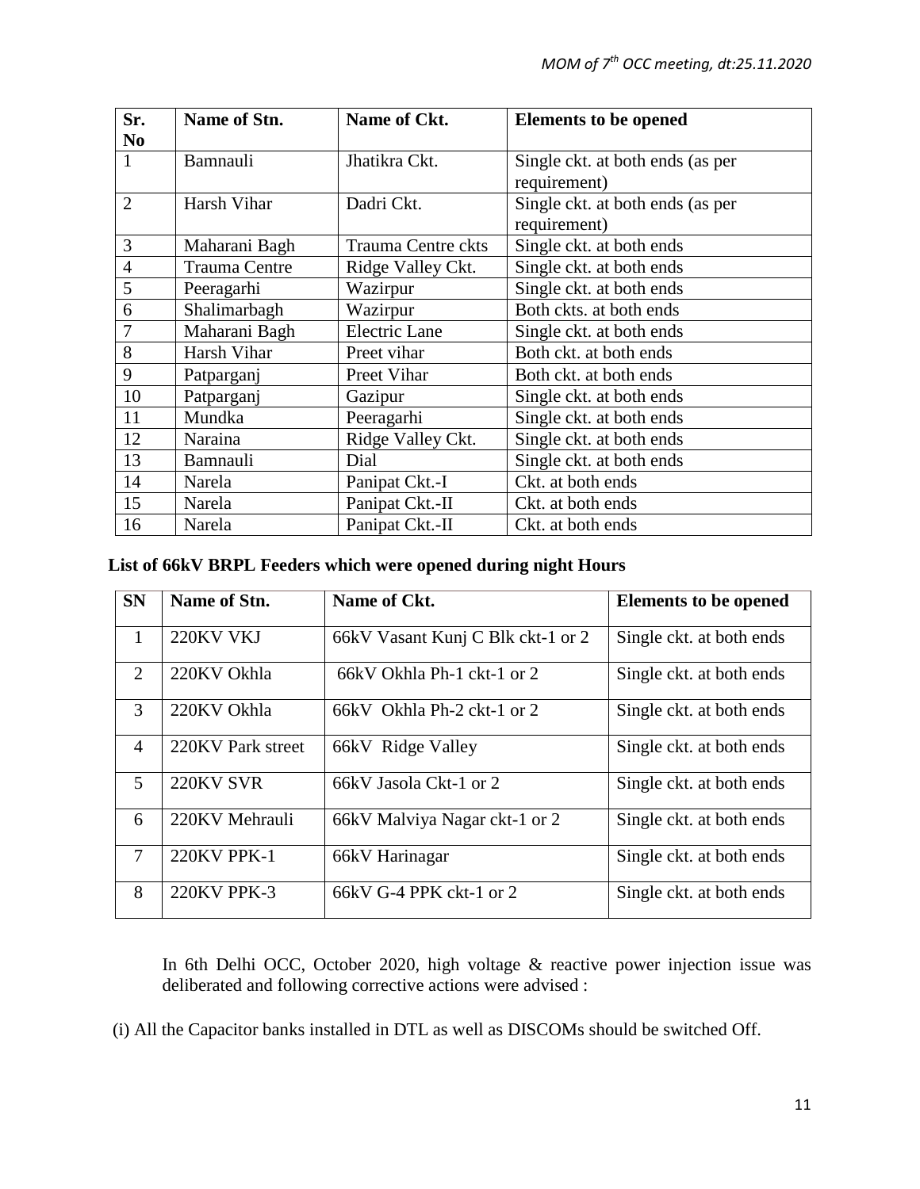| Sr. No | Name of Stn. | Name of Ckt. | Elements to be opened |
|---|---|---|---|
| 1 | Bamnauli | Jhatikra Ckt. | Single ckt. at both ends (as per requirement) |
| 2 | Harsh Vihar | Dadri Ckt. | Single ckt. at both ends (as per requirement) |
| 3 | Maharani Bagh | Trauma Centre ckts | Single ckt. at both ends |
| 4 | Trauma Centre | Ridge Valley Ckt. | Single ckt. at both ends |
| 5 | Peeragarhi | Wazirpur | Single ckt. at both ends |
| 6 | Shalimarbagh | Wazirpur | Both ckts. at both ends |
| 7 | Maharani Bagh | Electric Lane | Single ckt. at both ends |
| 8 | Harsh Vihar | Preet vihar | Both ckt. at both ends |
| 9 | Patparganj | Preet Vihar | Both ckt. at both ends |
| 10 | Patparganj | Gazipur | Single ckt. at both ends |
| 11 | Mundka | Peeragarhi | Single ckt. at both ends |
| 12 | Naraina | Ridge Valley Ckt. | Single ckt. at both ends |
| 13 | Bamnauli | Dial | Single ckt. at both ends |
| 14 | Narela | Panipat Ckt.-I | Ckt. at both ends |
| 15 | Narela | Panipat Ckt.-II | Ckt. at both ends |
| 16 | Narela | Panipat Ckt.-II | Ckt. at both ends |

**List of 66kV BRPL Feeders which were opened during night Hours**

| SN | Name of Stn. | Name of Ckt. | Elements to be opened |
|---|---|---|---|
| 1 | 220KV VKJ | 66kV Vasant Kunj C Blk ckt-1 or 2 | Single ckt. at both ends |
| 2 | 220KV Okhla | 66kV Okhla Ph-1 ckt-1 or 2 | Single ckt. at both ends |
| 3 | 220KV Okhla | 66kV Okhla Ph-2 ckt-1 or 2 | Single ckt. at both ends |
| 4 | 220KV Park street | 66kV Ridge Valley | Single ckt. at both ends |
| 5 | 220KV SVR | 66kV Jasola Ckt-1 or 2 | Single ckt. at both ends |
| 6 | 220KV Mehrauli | 66kV Malviya Nagar ckt-1 or 2 | Single ckt. at both ends |
| 7 | 220KV PPK-1 | 66kV Harinagar | Single ckt. at both ends |
| 8 | 220KV PPK-3 | 66kV G-4 PPK ckt-1 or 2 | Single ckt. at both ends |

In 6th Delhi OCC, October 2020, high voltage & reactive power injection issue was deliberated and following corrective actions were advised :

(i) All the Capacitor banks installed in DTL as well as DISCOMs should be switched Off.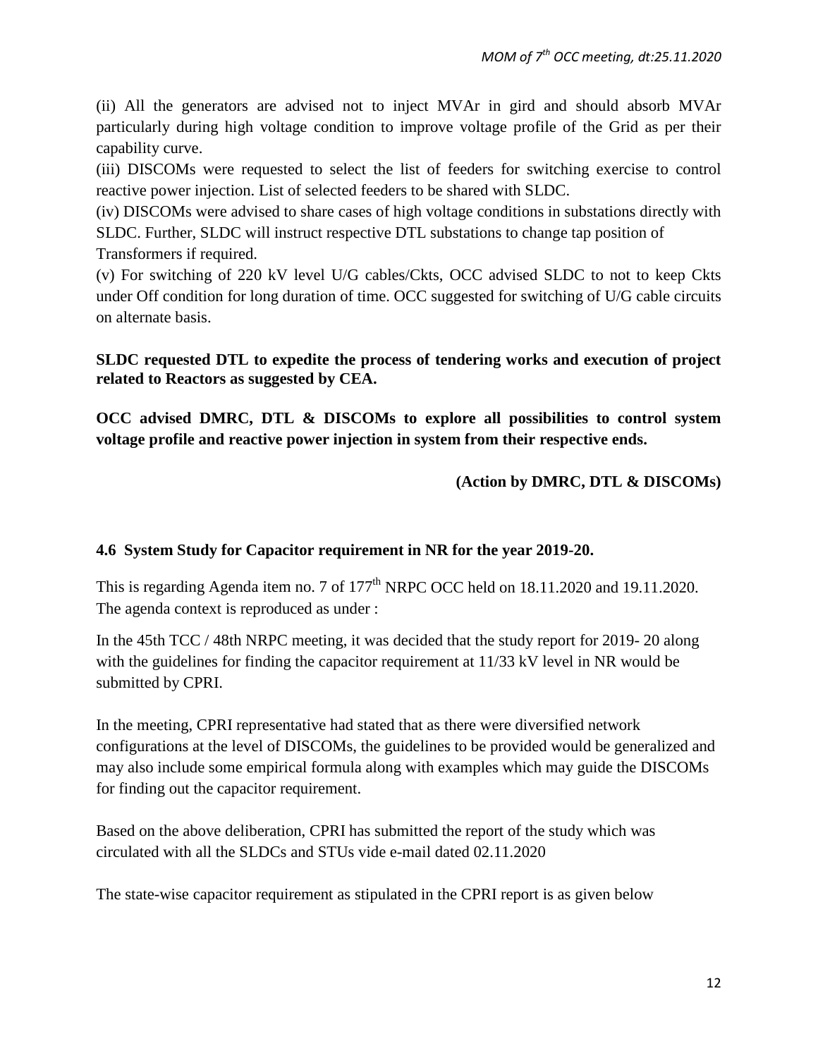(ii) All the generators are advised not to inject MVAr in gird and should absorb MVAr particularly during high voltage condition to improve voltage profile of the Grid as per their capability curve.

(iii) DISCOMs were requested to select the list of feeders for switching exercise to control reactive power injection. List of selected feeders to be shared with SLDC.

(iv) DISCOMs were advised to share cases of high voltage conditions in substations directly with SLDC. Further, SLDC will instruct respective DTL substations to change tap position of Transformers if required.

(v) For switching of 220 kV level U/G cables/Ckts, OCC advised SLDC to not to keep Ckts under Off condition for long duration of time. OCC suggested for switching of U/G cable circuits on alternate basis.

**SLDC requested DTL to expedite the process of tendering works and execution of project related to Reactors as suggested by CEA.**

**OCC advised DMRC, DTL & DISCOMs to explore all possibilities to control system voltage profile and reactive power injection in system from their respective ends.**

**(Action by DMRC, DTL & DISCOMs)**

**4.6 System Study for Capacitor requirement in NR for the year 2019-20.**

This is regarding Agenda item no. 7 of 177th NRPC OCC held on 18.11.2020 and 19.11.2020. The agenda context is reproduced as under :

In the 45th TCC / 48th NRPC meeting, it was decided that the study report for 2019- 20 along with the guidelines for finding the capacitor requirement at 11/33 kV level in NR would be submitted by CPRI.

In the meeting, CPRI representative had stated that as there were diversified network configurations at the level of DISCOMs, the guidelines to be provided would be generalized and may also include some empirical formula along with examples which may guide the DISCOMs for finding out the capacitor requirement.

Based on the above deliberation, CPRI has submitted the report of the study which was circulated with all the SLDCs and STUs vide e-mail dated 02.11.2020

The state-wise capacitor requirement as stipulated in the CPRI report is as given below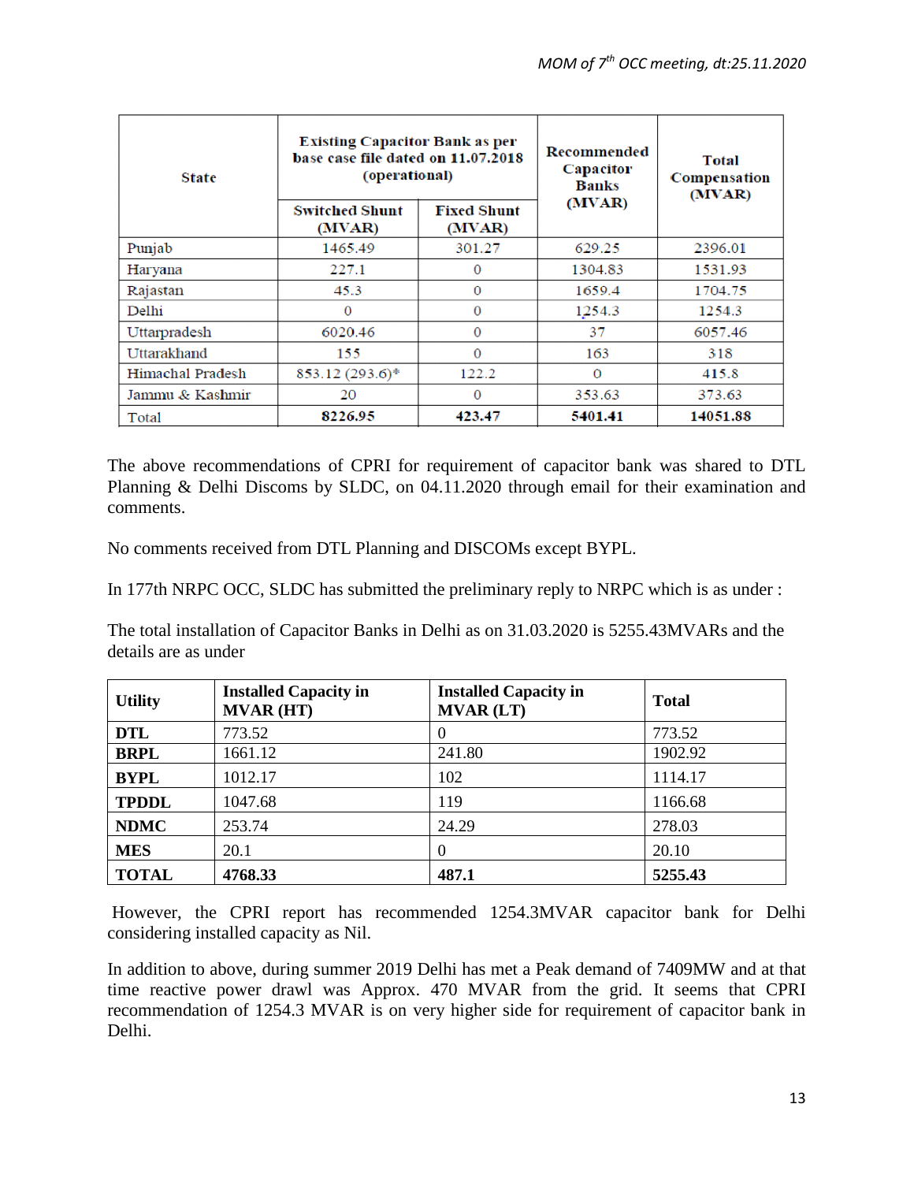| State | Existing Capacitor Bank as per base case file dated on 11.07.2018 (operational) | | Recommended Capacitor Banks (MVAR) | Total Compensation (MVAR) |
|---|---|---|---|---|
| | Switched Shunt (MVAR) | Fixed Shunt (MVAR) | | |
| Punjab | 1465.49 | 301.27 | 629.25 | 2396.01 |
| Haryana | 227.1 | 0 | 1304.83 | 1531.93 |
| Rajastan | 45.3 | 0 | 1659.4 | 1704.75 |
| Delhi | 0 | 0 | 1254.3 | 1254.3 |
| Uttarpradesh | 6020.46 | 0 | 37 | 6057.46 |
| Uttarakhand | 155 | 0 | 163 | 318 |
| Himachal Pradesh | 853.12 (293.6)* | 122.2 | 0 | 415.8 |
| Jammu & Kashmir | 20 | 0 | 353.63 | 373.63 |
| Total | **8226.95** | **423.47** | **5401.41** | **14051.88** |

The above recommendations of CPRI for requirement of capacitor bank was shared to DTL Planning & Delhi Discoms by SLDC, on 04.11.2020 through email for their examination and comments.

No comments received from DTL Planning and DISCOMs except BYPL.

In 177th NRPC OCC, SLDC has submitted the preliminary reply to NRPC which is as under :

The total installation of Capacitor Banks in Delhi as on 31.03.2020 is 5255.43MVARs and the details are as under

| Utility | Installed Capacity in MVAR (HT) | Installed Capacity in MVAR (LT) | Total |
|---|---|---|---|
| **DTL** | 773.52 | 0 | 773.52 |
| **BRPL** | 1661.12 | 241.80 | 1902.92 |
| **BYPL** | 1012.17 | 102 | 1114.17 |
| **TPDDL** | 1047.68 | 119 | 1166.68 |
| **NDMC** | 253.74 | 24.29 | 278.03 |
| **MES** | 20.1 | 0 | 20.10 |
| **TOTAL** | **4768.33** | **487.1** | **5255.43** |

However, the CPRI report has recommended 1254.3MVAR capacitor bank for Delhi considering installed capacity as Nil.

In addition to above, during summer 2019 Delhi has met a Peak demand of 7409MW and at that time reactive power drawl was Approx. 470 MVAR from the grid. It seems that CPRI recommendation of 1254.3 MVAR is on very higher side for requirement of capacitor bank in Delhi.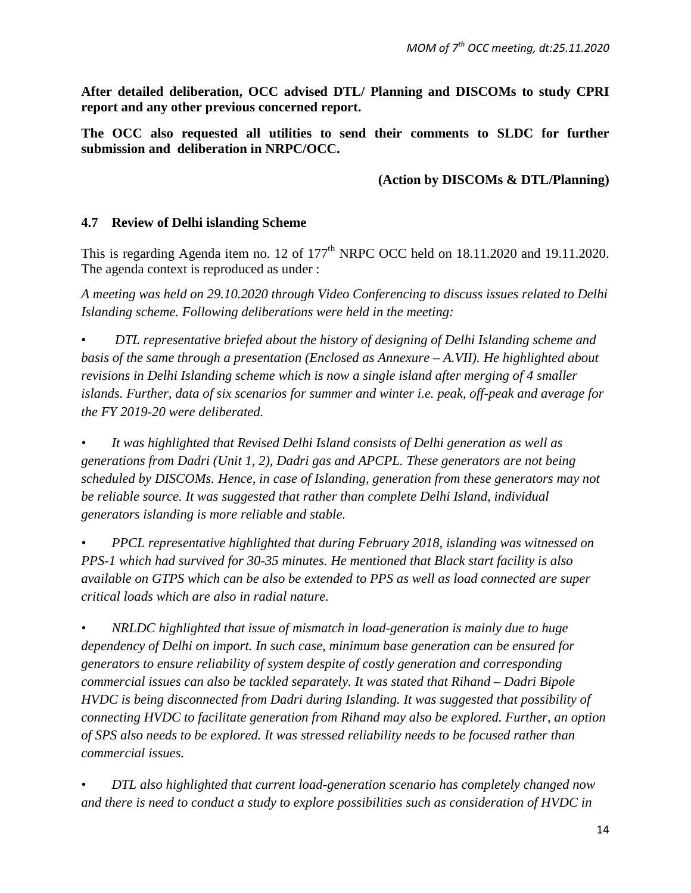**After detailed deliberation, OCC advised DTL/ Planning and DISCOMs to study CPRI report and any other previous concerned report.**

**The OCC also requested all utilities to send their comments to SLDC for further submission and deliberation in NRPC/OCC.**

**(Action by DISCOMs & DTL/Planning)**

### 4.7 Review of Delhi islanding Scheme

This is regarding Agenda item no. 12 of 177th NRPC OCC held on 18.11.2020 and 19.11.2020. The agenda context is reproduced as under :

*A meeting was held on 29.10.2020 through Video Conferencing to discuss issues related to Delhi Islanding scheme. Following deliberations were held in the meeting:*

- *DTL representative briefed about the history of designing of Delhi Islanding scheme and basis of the same through a presentation (Enclosed as Annexure – A.VII). He highlighted about revisions in Delhi Islanding scheme which is now a single island after merging of 4 smaller islands. Further, data of six scenarios for summer and winter i.e. peak, off-peak and average for the FY 2019-20 were deliberated.*

- *It was highlighted that Revised Delhi Island consists of Delhi generation as well as generations from Dadri (Unit 1, 2), Dadri gas and APCPL. These generators are not being scheduled by DISCOMs. Hence, in case of Islanding, generation from these generators may not be reliable source. It was suggested that rather than complete Delhi Island, individual generators islanding is more reliable and stable.*

- *PPCL representative highlighted that during February 2018, islanding was witnessed on PPS-1 which had survived for 30-35 minutes. He mentioned that Black start facility is also available on GTPS which can be also be extended to PPS as well as load connected are super critical loads which are also in radial nature.*

- *NRLDC highlighted that issue of mismatch in load-generation is mainly due to huge dependency of Delhi on import. In such case, minimum base generation can be ensured for generators to ensure reliability of system despite of costly generation and corresponding commercial issues can also be tackled separately. It was stated that Rihand – Dadri Bipole HVDC is being disconnected from Dadri during Islanding. It was suggested that possibility of connecting HVDC to facilitate generation from Rihand may also be explored. Further, an option of SPS also needs to be explored. It was stressed reliability needs to be focused rather than commercial issues.*

- *DTL also highlighted that current load-generation scenario has completely changed now and there is need to conduct a study to explore possibilities such as consideration of HVDC in*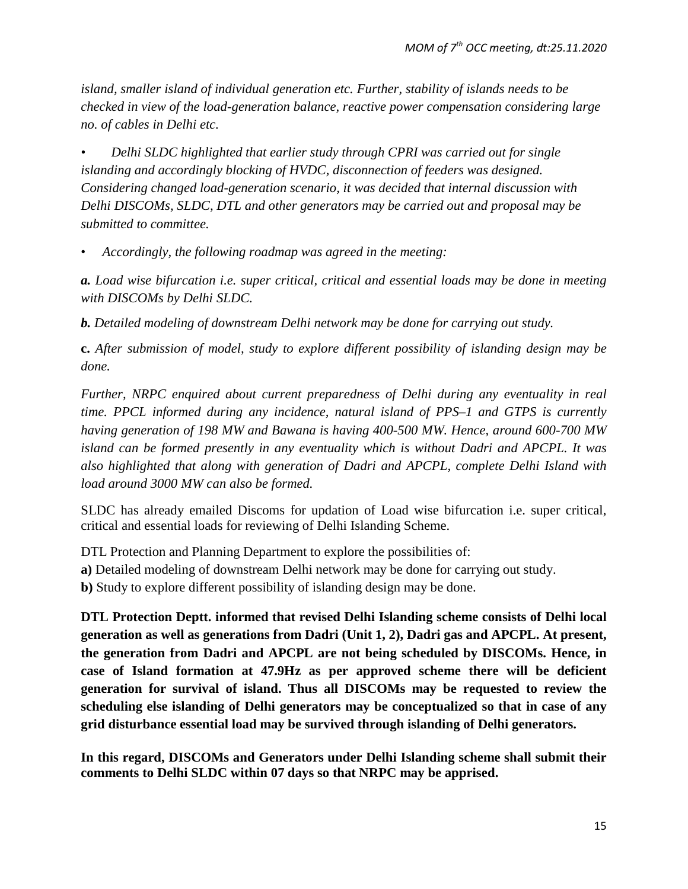*island, smaller island of individual generation etc. Further, stability of islands needs to be checked in view of the load-generation balance, reactive power compensation considering large no. of cables in Delhi etc.*

- *Delhi SLDC highlighted that earlier study through CPRI was carried out for single islanding and accordingly blocking of HVDC, disconnection of feeders was designed. Considering changed load-generation scenario, it was decided that internal discussion with Delhi DISCOMs, SLDC, DTL and other generators may be carried out and proposal may be submitted to committee.*
- *Accordingly, the following roadmap was agreed in the meeting:*

***a.*** *Load wise bifurcation i.e. super critical, critical and essential loads may be done in meeting with DISCOMs by Delhi SLDC.*

***b.*** *Detailed modeling of downstream Delhi network may be done for carrying out study.*

**c.** *After submission of model, study to explore different possibility of islanding design may be done.*

*Further, NRPC enquired about current preparedness of Delhi during any eventuality in real time. PPCL informed during any incidence, natural island of PPS–1 and GTPS is currently having generation of 198 MW and Bawana is having 400-500 MW. Hence, around 600-700 MW island can be formed presently in any eventuality which is without Dadri and APCPL. It was also highlighted that along with generation of Dadri and APCPL, complete Delhi Island with load around 3000 MW can also be formed.*

SLDC has already emailed Discoms for updation of Load wise bifurcation i.e. super critical, critical and essential loads for reviewing of Delhi Islanding Scheme.

DTL Protection and Planning Department to explore the possibilities of:

**a)** Detailed modeling of downstream Delhi network may be done for carrying out study.

**b)** Study to explore different possibility of islanding design may be done.

**DTL Protection Deptt. informed that revised Delhi Islanding scheme consists of Delhi local generation as well as generations from Dadri (Unit 1, 2), Dadri gas and APCPL. At present, the generation from Dadri and APCPL are not being scheduled by DISCOMs. Hence, in case of Island formation at 47.9Hz as per approved scheme there will be deficient generation for survival of island. Thus all DISCOMs may be requested to review the scheduling else islanding of Delhi generators may be conceptualized so that in case of any grid disturbance essential load may be survived through islanding of Delhi generators.**

**In this regard, DISCOMs and Generators under Delhi Islanding scheme shall submit their comments to Delhi SLDC within 07 days so that NRPC may be apprised.**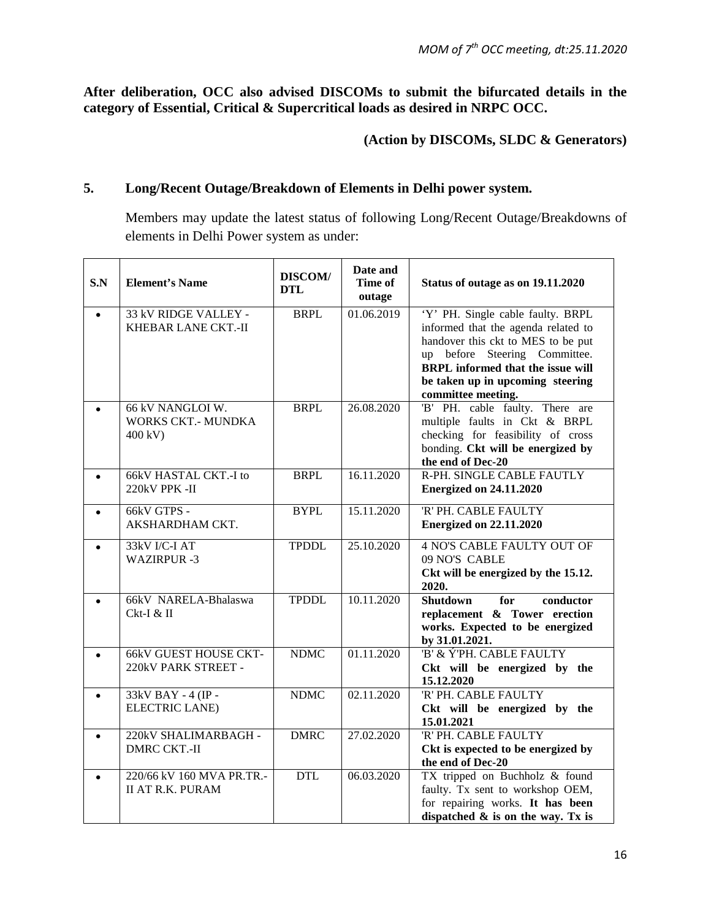**After deliberation, OCC also advised DISCOMs to submit the bifurcated details in the category of Essential, Critical & Supercritical loads as desired in NRPC OCC.**

**(Action by DISCOMs, SLDC & Generators)**

## 5. Long/Recent Outage/Breakdown of Elements in Delhi power system.

Members may update the latest status of following Long/Recent Outage/Breakdowns of elements in Delhi Power system as under:

| S.N | Element's Name | DISCOM/ DTL | Date and Time of outage | Status of outage as on 19.11.2020 |
|---|---|---|---|---|
| • | 33 kV RIDGE VALLEY - KHEBAR LANE CKT.-II | BRPL | 01.06.2019 | 'Y' PH. Single cable faulty. BRPL informed that the agenda related to handover this ckt to MES to be put up before Steering Committee. **BRPL informed that the issue will be taken up in upcoming steering committee meeting.** |
| • | 66 kV NANGLOI W. WORKS CKT.- MUNDKA 400 kV) | BRPL | 26.08.2020 | 'B' PH. cable faulty. There are multiple faults in Ckt & BRPL checking for feasibility of cross bonding. **Ckt will be energized by the end of Dec-20** |
| • | 66kV HASTAL CKT.-I to 220kV PPK -II | BRPL | 16.11.2020 | R-PH. SINGLE CABLE FAUTLY **Energized on 24.11.2020** |
| • | 66kV GTPS - AKSHARDHAM CKT. | BYPL | 15.11.2020 | 'R' PH. CABLE FAULTY **Energized on 22.11.2020** |
| • | 33kV I/C-I AT WAZIRPUR -3 | TPDDL | 25.10.2020 | 4 NO'S CABLE FAULTY OUT OF 09 NO'S CABLE **Ckt will be energized by the 15.12. 2020.** |
| • | 66kV NARELA-Bhalaswa Ckt-I & II | TPDDL | 10.11.2020 | **Shutdown for conductor replacement & Tower erection works. Expected to be energized by 31.01.2021.** |
| • | 66kV GUEST HOUSE CKT-220kV PARK STREET - | NDMC | 01.11.2020 | 'B' & Ý'PH. CABLE FAULTY **Ckt will be energized by the 15.12.2020** |
| • | 33kV BAY - 4 (IP - ELECTRIC LANE) | NDMC | 02.11.2020 | 'R' PH. CABLE FAULTY **Ckt will be energized by the 15.01.2021** |
| • | 220kV SHALIMARBAGH - DMRC CKT.-II | DMRC | 27.02.2020 | 'R' PH. CABLE FAULTY **Ckt is expected to be energized by the end of Dec-20** |
| • | 220/66 kV 160 MVA PR.TR.-II AT R.K. PURAM | DTL | 06.03.2020 | TX tripped on Buchholz & found faulty. Tx sent to workshop OEM, for repairing works. **It has been dispatched & is on the way. Tx is** |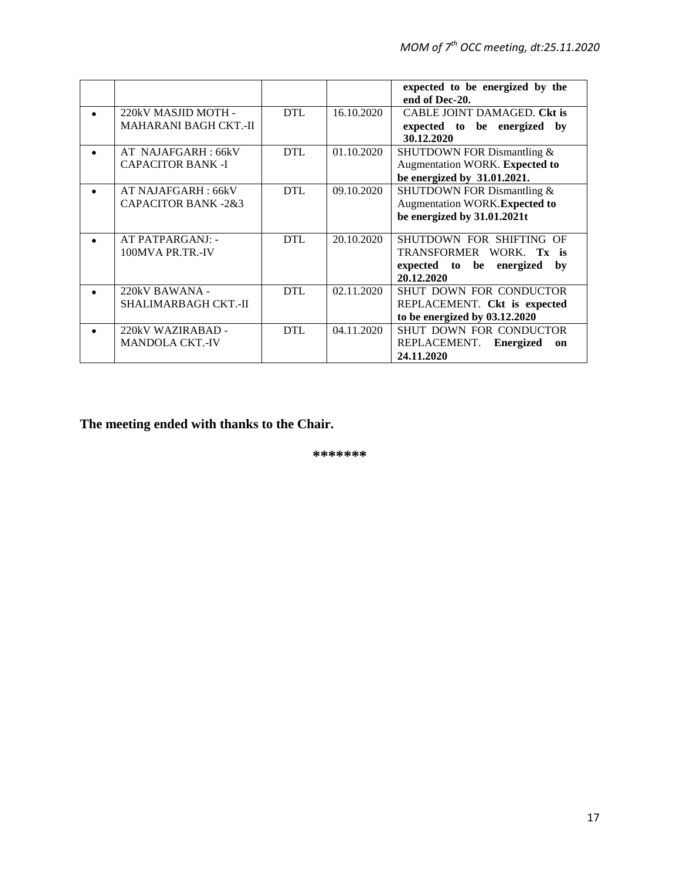| | | | | |
|---|---|---|---|---|
| | | | | **expected to be energized by the end of Dec-20.** |
| • | 220kV MASJID MOTH - MAHARANI BAGH CKT.-II | DTL | 16.10.2020 | CABLE JOINT DAMAGED. **Ckt is expected to be energized by 30.12.2020** |
| • | AT NAJAFGARH : 66kV CAPACITOR BANK -I | DTL | 01.10.2020 | SHUTDOWN FOR Dismantling & Augmentation WORK. **Expected to be energized by 31.01.2021.** |
| • | AT NAJAFGARH : 66kV CAPACITOR BANK -2&3 | DTL | 09.10.2020 | SHUTDOWN FOR Dismantling & Augmentation WORK.**Expected to be energized by 31.01.2021t** |
| • | AT PATPARGANJ: - 100MVA PR.TR.-IV | DTL | 20.10.2020 | SHUTDOWN FOR SHIFTING OF TRANSFORMER WORK. **Tx is expected to be energized by 20.12.2020** |
| • | 220kV BAWANA - SHALIMARBAGH CKT.-II | DTL | 02.11.2020 | SHUT DOWN FOR CONDUCTOR REPLACEMENT. **Ckt is expected to be energized by 03.12.2020** |
| • | 220kV WAZIRABAD - MANDOLA CKT.-IV | DTL | 04.11.2020 | SHUT DOWN FOR CONDUCTOR REPLACEMENT. **Energized on 24.11.2020** |

**The meeting ended with thanks to the Chair.**

**\*\*\*\*\*\*\***